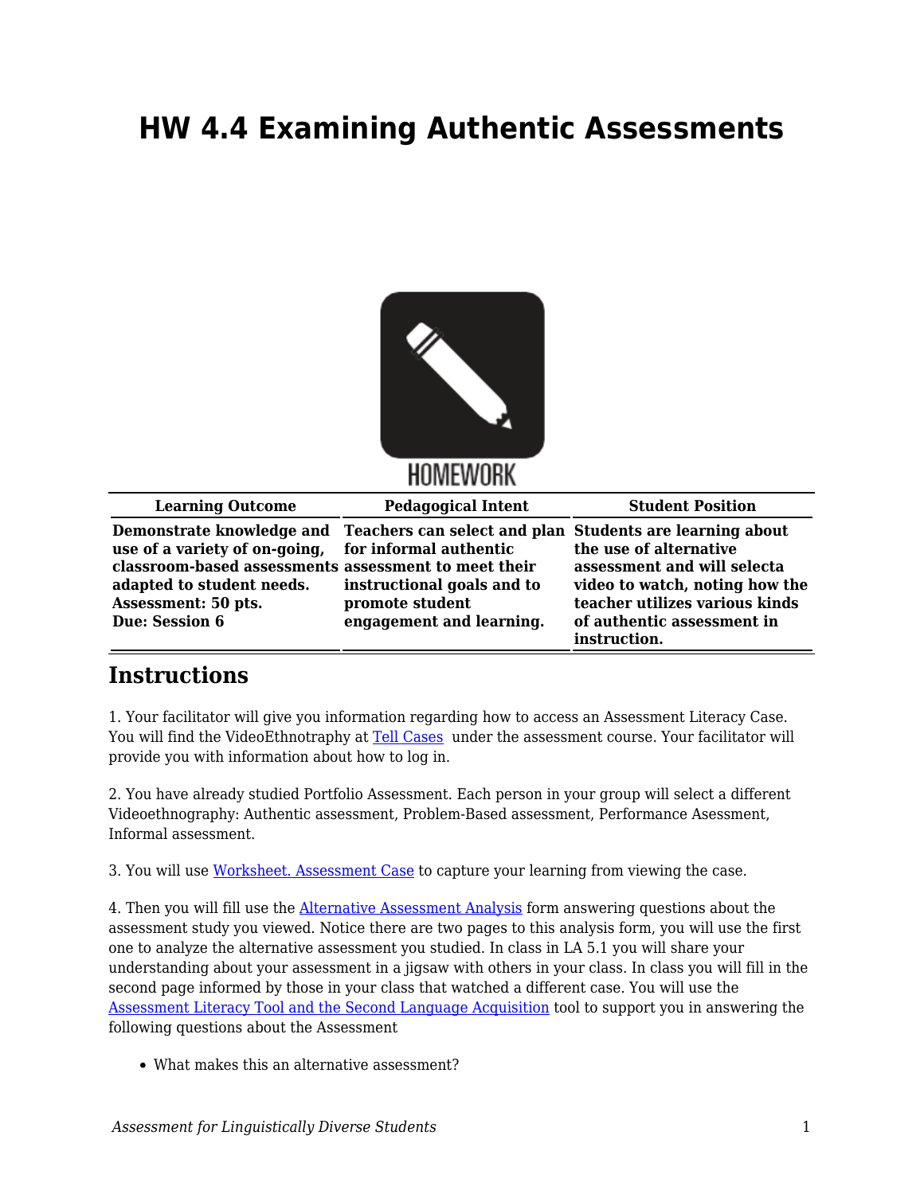# HW 4.4 Examining Authentic Assessments

HOMEWORK

| Learning Outcome | Pedagogical Intent | Student Position |
|---|---|---|
| **Demonstrate knowledge and use of a variety of on-going, classroom-based assessments adapted to student needs. Assessment: 50 pts. Due: Session 6** | **Teachers can select and plan for informal authentic assessment to meet their instructional goals and to promote student engagement and learning.** | **Students are learning about the use of alternative assessment and will selecta video to watch, noting how the teacher utilizes various kinds of authentic assessment in instruction.** |

## Instructions

1. Your facilitator will give you information regarding how to access an Assessment Literacy Case. You will find the VideoEthnotraphy at Tell Cases under the assessment course. Your facilitator will provide you with information about how to log in.

2. You have already studied Portfolio Assessment. Each person in your group will select a different Videoethnography: Authentic assessment, Problem-Based assessment, Performance Asessment, Informal assessment.

3. You will use Worksheet. Assessment Case to capture your learning from viewing the case.

4. Then you will fill use the Alternative Assessment Analysis form answering questions about the assessment study you viewed. Notice there are two pages to this analysis form, you will use the first one to analyze the alternative assessment you studied. In class in LA 5.1 you will share your understanding about your assessment in a jigsaw with others in your class. In class you will fill in the second page informed by those in your class that watched a different case. You will use the Assessment Literacy Tool and the Second Language Acquisition tool to support you in answering the following questions about the Assessment

- What makes this an alternative assessment?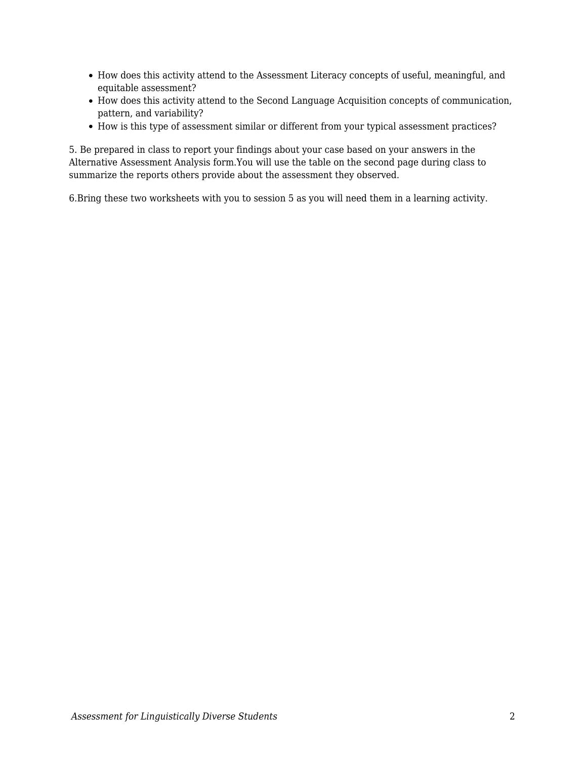- How does this activity attend to the Assessment Literacy concepts of useful, meaningful, and equitable assessment?
- How does this activity attend to the Second Language Acquisition concepts of communication, pattern, and variability?
- How is this type of assessment similar or different from your typical assessment practices?

5. Be prepared in class to report your findings about your case based on your answers in the Alternative Assessment Analysis form.You will use the table on the second page during class to summarize the reports others provide about the assessment they observed.

6.Bring these two worksheets with you to session 5 as you will need them in a learning activity.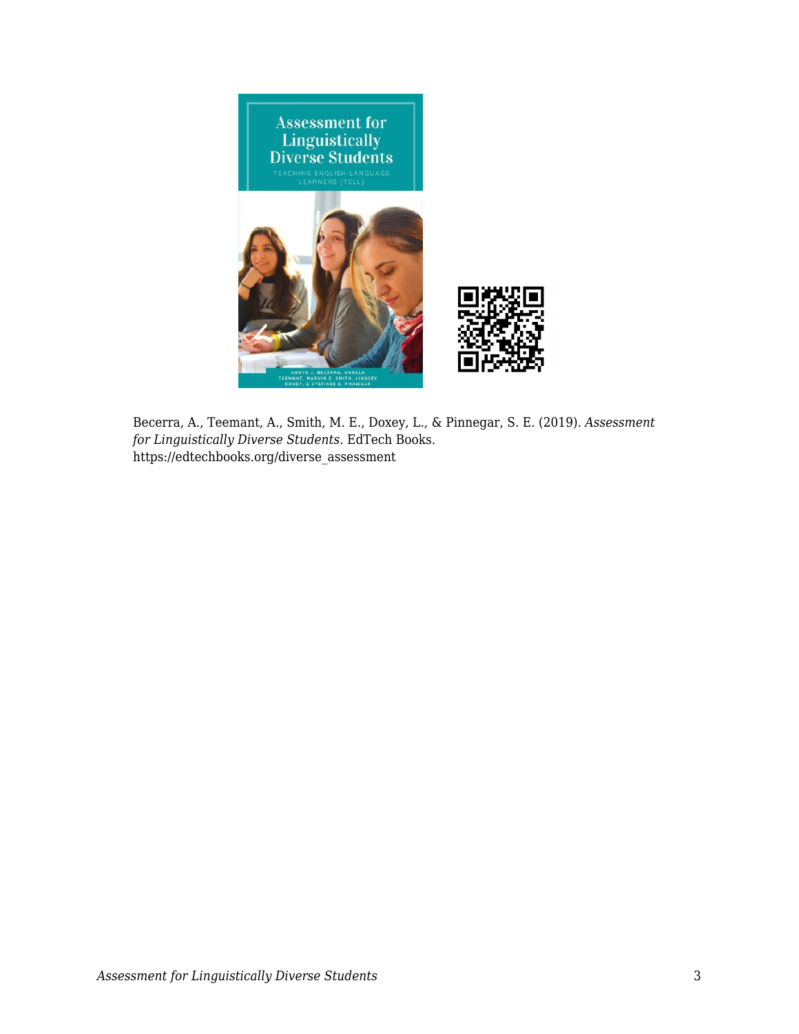Becerra, A., Teemant, A., Smith, M. E., Doxey, L., & Pinnegar, S. E. (2019). *Assessment for Linguistically Diverse Students*. EdTech Books. https://edtechbooks.org/diverse_assessment